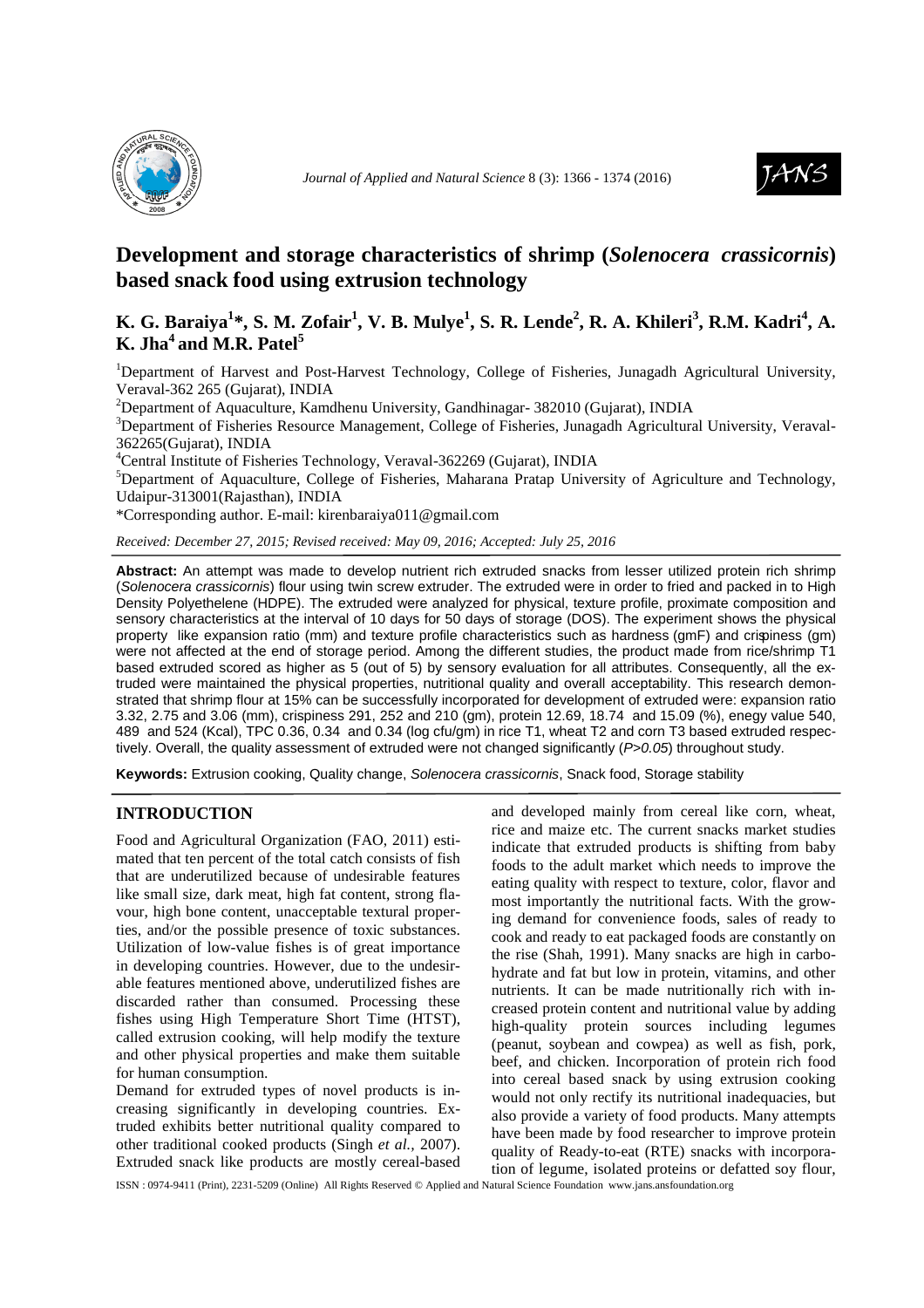# Development and storage characteristics of shrimp (*Solenocera crassicornis*) based snack food using extrusion technology

**K. G. Baraiya[1]*, S. M. Zofair[1], V. B. Mulye[1], S. R. Lende[2], R. A. Khileri[3], R.M. Kadri[4], A. K. Jha[4] and M.R. Patel[5]**

[1]Department of Harvest and Post-Harvest Technology, College of Fisheries, Junagadh Agricultural University, Veraval-362 265 (Gujarat), INDIA

[2]Department of Aquaculture, Kamdhenu University, Gandhinagar- 382010 (Gujarat), INDIA

[3]Department of Fisheries Resource Management, College of Fisheries, Junagadh Agricultural University, Veraval-362265(Gujarat), INDIA

[4]Central Institute of Fisheries Technology, Veraval-362269 (Gujarat), INDIA

[5]Department of Aquaculture, College of Fisheries, Maharana Pratap University of Agriculture and Technology, Udaipur-313001(Rajasthan), INDIA

*Corresponding author. E-mail: kirenbaraiya011@gmail.com

*Received: December 27, 2015; Revised received: May 09, 2016; Accepted: July 25, 2016*

**Abstract:** An attempt was made to develop nutrient rich extruded snacks from lesser utilized protein rich shrimp (*Solenocera crassicornis*) flour using twin screw extruder. The extruded were in order to fried and packed in to High Density Polyethelene (HDPE). The extruded were analyzed for physical, texture profile, proximate composition and sensory characteristics at the interval of 10 days for 50 days of storage (DOS). The experiment shows the physical property like expansion ratio (mm) and texture profile characteristics such as hardness (gmF) and crispiness (gm) were not affected at the end of storage period. Among the different studies, the product made from rice/shrimp T1 based extruded scored as higher as 5 (out of 5) by sensory evaluation for all attributes. Consequently, all the extruded were maintained the physical properties, nutritional quality and overall acceptability. This research demonstrated that shrimp flour at 15% can be successfully incorporated for development of extruded were: expansion ratio 3.32, 2.75 and 3.06 (mm), crispiness 291, 252 and 210 (gm), protein 12.69, 18.74 and 15.09 (%), enegy value 540, 489 and 524 (Kcal), TPC 0.36, 0.34 and 0.34 (log cfu/gm) in rice T1, wheat T2 and corn T3 based extruded respectively. Overall, the quality assessment of extruded were not changed significantly (*P>0.05*) throughout study.

**Keywords:** Extrusion cooking, Quality change, *Solenocera crassicornis*, Snack food, Storage stability

## INTRODUCTION

Food and Agricultural Organization (FAO, 2011) estimated that ten percent of the total catch consists of fish that are underutilized because of undesirable features like small size, dark meat, high fat content, strong flavour, high bone content, unacceptable textural properties, and/or the possible presence of toxic substances. Utilization of low-value fishes is of great importance in developing countries. However, due to the undesirable features mentioned above, underutilized fishes are discarded rather than consumed. Processing these fishes using High Temperature Short Time (HTST), called extrusion cooking, will help modify the texture and other physical properties and make them suitable for human consumption.

Demand for extruded types of novel products is increasing significantly in developing countries. Extruded exhibits better nutritional quality compared to other traditional cooked products (Singh *et al.*, 2007). Extruded snack like products are mostly cereal-based and developed mainly from cereal like corn, wheat, rice and maize etc. The current snacks market studies indicate that extruded products is shifting from baby foods to the adult market which needs to improve the eating quality with respect to texture, color, flavor and most importantly the nutritional facts. With the growing demand for convenience foods, sales of ready to cook and ready to eat packaged foods are constantly on the rise (Shah, 1991). Many snacks are high in carbohydrate and fat but low in protein, vitamins, and other nutrients. It can be made nutritionally rich with increased protein content and nutritional value by adding high-quality protein sources including legumes (peanut, soybean and cowpea) as well as fish, pork, beef, and chicken. Incorporation of protein rich food into cereal based snack by using extrusion cooking would not only rectify its nutritional inadequacies, but also provide a variety of food products. Many attempts have been made by food researcher to improve protein quality of Ready-to-eat (RTE) snacks with incorporation of legume, isolated proteins or defatted soy flour,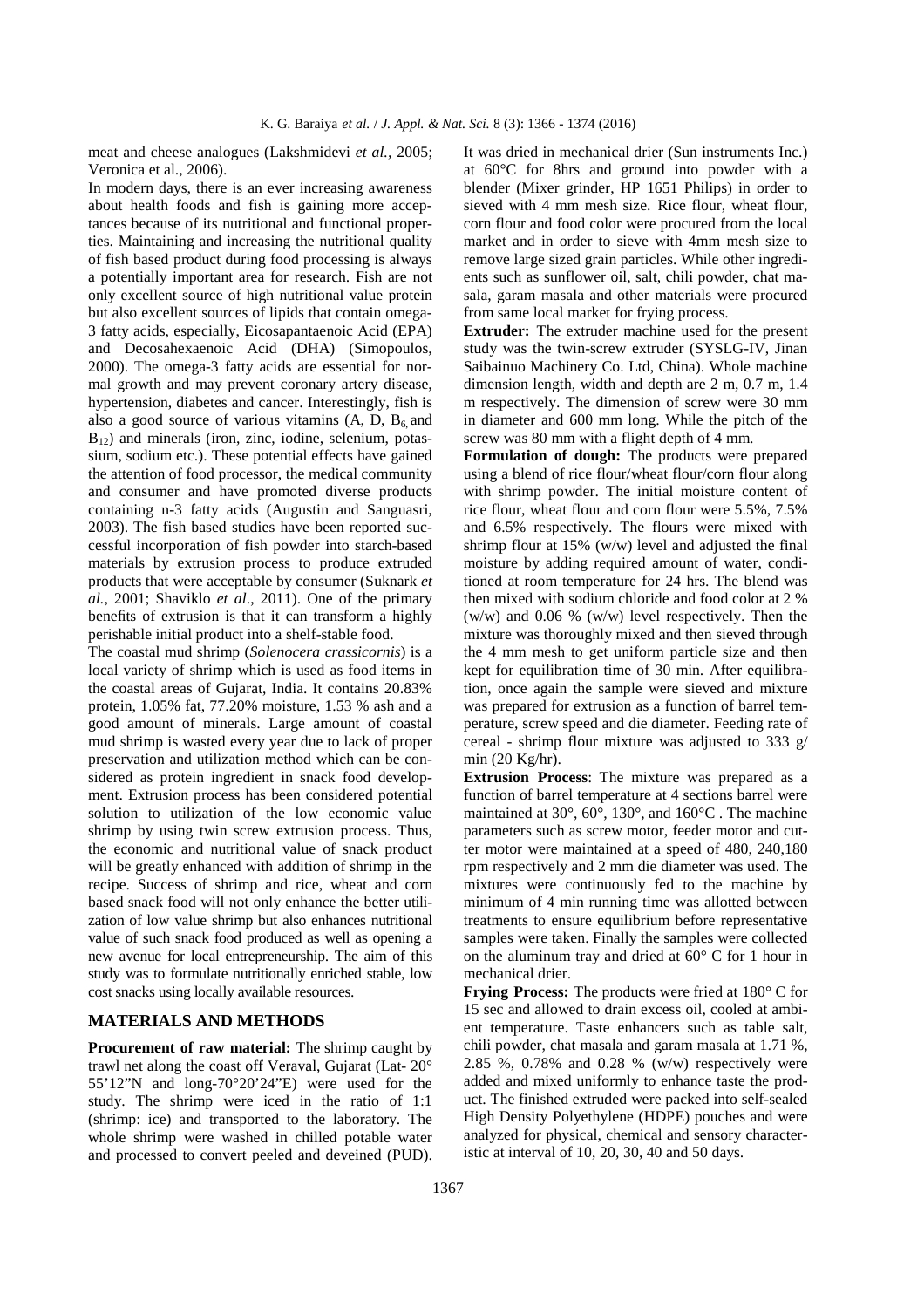meat and cheese analogues (Lakshmidevi *et al.*, 2005; Veronica et al., 2006).

In modern days, there is an ever increasing awareness about health foods and fish is gaining more acceptances because of its nutritional and functional properties. Maintaining and increasing the nutritional quality of fish based product during food processing is always a potentially important area for research. Fish are not only excellent source of high nutritional value protein but also excellent sources of lipids that contain omega-3 fatty acids, especially, Eicosapantaenoic Acid (EPA) and Decosahexaenoic Acid (DHA) (Simopoulos, 2000). The omega-3 fatty acids are essential for normal growth and may prevent coronary artery disease, hypertension, diabetes and cancer. Interestingly, fish is also a good source of various vitamins (A, D, $B_6$ and $B_{12}$) and minerals (iron, zinc, iodine, selenium, potassium, sodium etc.). These potential effects have gained the attention of food processor, the medical community and consumer and have promoted diverse products containing n-3 fatty acids (Augustin and Sanguasri, 2003). The fish based studies have been reported successful incorporation of fish powder into starch-based materials by extrusion process to produce extruded products that were acceptable by consumer (Suknark *et al.,* 2001; Shaviklo *et al*., 2011). One of the primary benefits of extrusion is that it can transform a highly perishable initial product into a shelf-stable food.

The coastal mud shrimp (*Solenocera crassicornis*) is a local variety of shrimp which is used as food items in the coastal areas of Gujarat, India. It contains 20.83% protein, 1.05% fat, 77.20% moisture, 1.53 % ash and a good amount of minerals. Large amount of coastal mud shrimp is wasted every year due to lack of proper preservation and utilization method which can be considered as protein ingredient in snack food development. Extrusion process has been considered potential solution to utilization of the low economic value shrimp by using twin screw extrusion process. Thus, the economic and nutritional value of snack product will be greatly enhanced with addition of shrimp in the recipe. Success of shrimp and rice, wheat and corn based snack food will not only enhance the better utilization of low value shrimp but also enhances nutritional value of such snack food produced as well as opening a new avenue for local entrepreneurship. The aim of this study was to formulate nutritionally enriched stable, low cost snacks using locally available resources.

## MATERIALS AND METHODS

**Procurement of raw material:** The shrimp caught by trawl net along the coast off Veraval, Gujarat (Lat- 20° 55'12"N and long-70°20'24"E) were used for the study. The shrimp were iced in the ratio of 1:1 (shrimp: ice) and transported to the laboratory. The whole shrimp were washed in chilled potable water and processed to convert peeled and deveined (PUD). It was dried in mechanical drier (Sun instruments Inc.) at 60°C for 8hrs and ground into powder with a blender (Mixer grinder, HP 1651 Philips) in order to sieved with 4 mm mesh size. Rice flour, wheat flour, corn flour and food color were procured from the local market and in order to sieve with 4mm mesh size to remove large sized grain particles. While other ingredients such as sunflower oil, salt, chili powder, chat masala, garam masala and other materials were procured from same local market for frying process.

**Extruder:** The extruder machine used for the present study was the twin-screw extruder (SYSLG-IV, Jinan Saibainuo Machinery Co. Ltd, China). Whole machine dimension length, width and depth are 2 m, 0.7 m, 1.4 m respectively. The dimension of screw were 30 mm in diameter and 600 mm long. While the pitch of the screw was 80 mm with a flight depth of 4 mm.

**Formulation of dough:** The products were prepared using a blend of rice flour/wheat flour/corn flour along with shrimp powder. The initial moisture content of rice flour, wheat flour and corn flour were 5.5%, 7.5% and 6.5% respectively. The flours were mixed with shrimp flour at 15% (w/w) level and adjusted the final moisture by adding required amount of water, conditioned at room temperature for 24 hrs. The blend was then mixed with sodium chloride and food color at 2 % (w/w) and 0.06 % (w/w) level respectively. Then the mixture was thoroughly mixed and then sieved through the 4 mm mesh to get uniform particle size and then kept for equilibration time of 30 min. After equilibration, once again the sample were sieved and mixture was prepared for extrusion as a function of barrel temperature, screw speed and die diameter. Feeding rate of cereal - shrimp flour mixture was adjusted to 333 g/ min (20 Kg/hr).

**Extrusion Process**: The mixture was prepared as a function of barrel temperature at 4 sections barrel were maintained at 30°, 60°, 130°, and 160°C . The machine parameters such as screw motor, feeder motor and cutter motor were maintained at a speed of 480, 240,180 rpm respectively and 2 mm die diameter was used. The mixtures were continuously fed to the machine by minimum of 4 min running time was allotted between treatments to ensure equilibrium before representative samples were taken. Finally the samples were collected on the aluminum tray and dried at 60° C for 1 hour in mechanical drier.

**Frying Process:** The products were fried at 180° C for 15 sec and allowed to drain excess oil, cooled at ambient temperature. Taste enhancers such as table salt, chili powder, chat masala and garam masala at 1.71 %, 2.85 %, 0.78% and 0.28 % (w/w) respectively were added and mixed uniformly to enhance taste the product. The finished extruded were packed into self-sealed High Density Polyethylene (HDPE) pouches and were analyzed for physical, chemical and sensory characteristic at interval of 10, 20, 30, 40 and 50 days.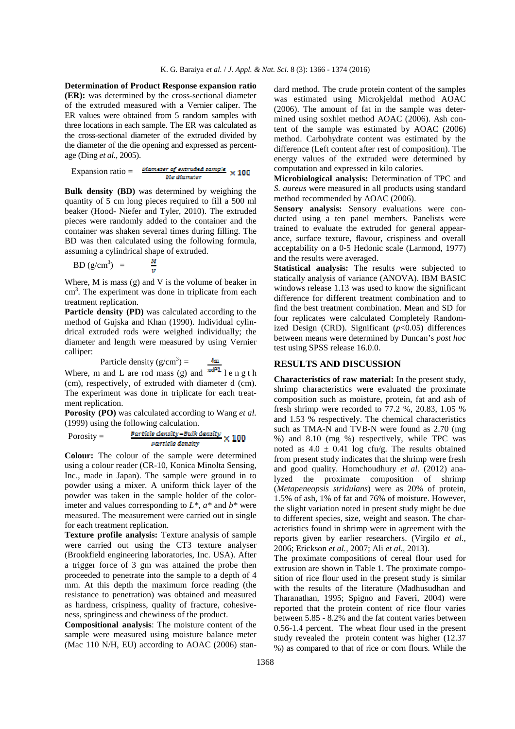**Determination of Product Response expansion ratio (ER):** was determined by the cross-sectional diameter of the extruded measured with a Vernier caliper. The ER values were obtained from 5 random samples with three locations in each sample. The ER was calculated as the cross-sectional diameter of the extruded divided by the diameter of the die opening and expressed as percentage (Ding *et al.*, 2005).

$$\text{Expansion ratio} = \frac{\text{Diameter of extruded sample}}{\text{Die diameter}} \times 100$$

**Bulk density (BD)** was determined by weighing the quantity of 5 cm long pieces required to fill a 500 ml beaker (Hood- Niefer and Tyler, 2010). The extruded pieces were randomly added to the container and the container was shaken several times during filling. The BD was then calculated using the following formula, assuming a cylindrical shape of extruded.

$$\text{BD (g/cm}^3) = \frac{M}{V}$$

Where, M is mass (g) and V is the volume of beaker in $cm^3$. The experiment was done in triplicate from each treatment replication.

**Particle density (PD)** was calculated according to the method of Gujska and Khan (1990). Individual cylindrical extruded rods were weighed individually; the diameter and length were measured by using Vernier calliper:

$$\text{Particle density (g/cm}^3) = \frac{4m}{\pi d^2 L}$$

Where, m and L are rod mass (g) and length (cm), respectively, of extruded with diameter d (cm). The experiment was done in triplicate for each treatment replication.

**Porosity (PO)** was calculated according to Wang *et al.* (1999) using the following calculation.

$$\text{Porosity} = \frac{\text{Particle density} - \text{Bulk density}}{\text{Particle density}} \times 100$$

**Colour:** The colour of the sample were determined using a colour reader (CR-10, Konica Minolta Sensing, Inc., made in Japan). The sample were ground in to powder using a mixer. A uniform thick layer of the powder was taken in the sample holder of the colorimeter and values corresponding to *L\**, *a\** and *b\** were measured. The measurement were carried out in single for each treatment replication.

**Texture profile analysis:** Texture analysis of sample were carried out using the CT3 texture analyser (Brookfield engineering laboratories, Inc. USA). After a trigger force of 3 gm was attained the probe then proceeded to penetrate into the sample to a depth of 4 mm. At this depth the maximum force reading (the resistance to penetration) was obtained and measured as hardness, crispiness, quality of fracture, cohesiveness, springiness and chewiness of the product.

**Compositional analysis**: The moisture content of the sample were measured using moisture balance meter (Mac 110 N/H, EU) according to AOAC (2006) standard method. The crude protein content of the samples was estimated using Microkjeldal method AOAC (2006). The amount of fat in the sample was determined using soxhlet method AOAC (2006). Ash content of the sample was estimated by AOAC (2006) method. Carbohydrate content was estimated by the difference (Left content after rest of composition). The energy values of the extruded were determined by computation and expressed in kilo calories.

**Microbiological analysis:** Determination of TPC and *S. aureus* were measured in all products using standard method recommended by AOAC (2006).

**Sensory analysis:** Sensory evaluations were conducted using a ten panel members. Panelists were trained to evaluate the extruded for general appearance, surface texture, flavour, crispiness and overall acceptability on a 0-5 Hedonic scale (Larmond, 1977) and the results were averaged.

**Statistical analysis:** The results were subjected to statically analysis of variance (ANOVA). IBM BASIC windows release 1.13 was used to know the significant difference for different treatment combination and to find the best treatment combination. Mean and SD for four replicates were calculated Completely Randomized Design (CRD). Significant ($p<0.05$) differences between means were determined by Duncan's *post hoc* test using SPSS release 16.0.0.

## RESULTS AND DISCUSSION

**Characteristics of raw material:** In the present study, shrimp characteristics were evaluated the proximate composition such as moisture, protein, fat and ash of fresh shrimp were recorded to 77.2 %, 20.83, 1.05 % and 1.53 % respectively. The chemical characteristics such as TMA-N and TVB-N were found as 2.70 (mg %) and 8.10 (mg %) respectively, while TPC was noted as $4.0 \pm 0.41$ log cfu/g. The results obtained from present study indicates that the shrimp were fresh and good quality. Homchoudhury *et al.* (2012) analyzed the proximate composition of shrimp (*Metapeneopsis stridulans*) were as 20% of protein, 1.5% of ash, 1% of fat and 76% of moisture. However, the slight variation noted in present study might be due to different species, size, weight and season. The characteristics found in shrimp were in agreement with the reports given by earlier researchers. (Virgilo *et al.*, 2006; Erickson *et al.*, 2007; Ali *et al.*, 2013).

The proximate compositions of cereal flour used for extrusion are shown in Table 1. The proximate composition of rice flour used in the present study is similar with the results of the literature (Madhusudhan and Tharanathan, 1995; Spigno and Faveri, 2004) were reported that the protein content of rice flour varies between 5.85 - 8.2% and the fat content varies between 0.56-1.4 percent. The wheat flour used in the present study revealed the protein content was higher (12.37 %) as compared to that of rice or corn flours. While the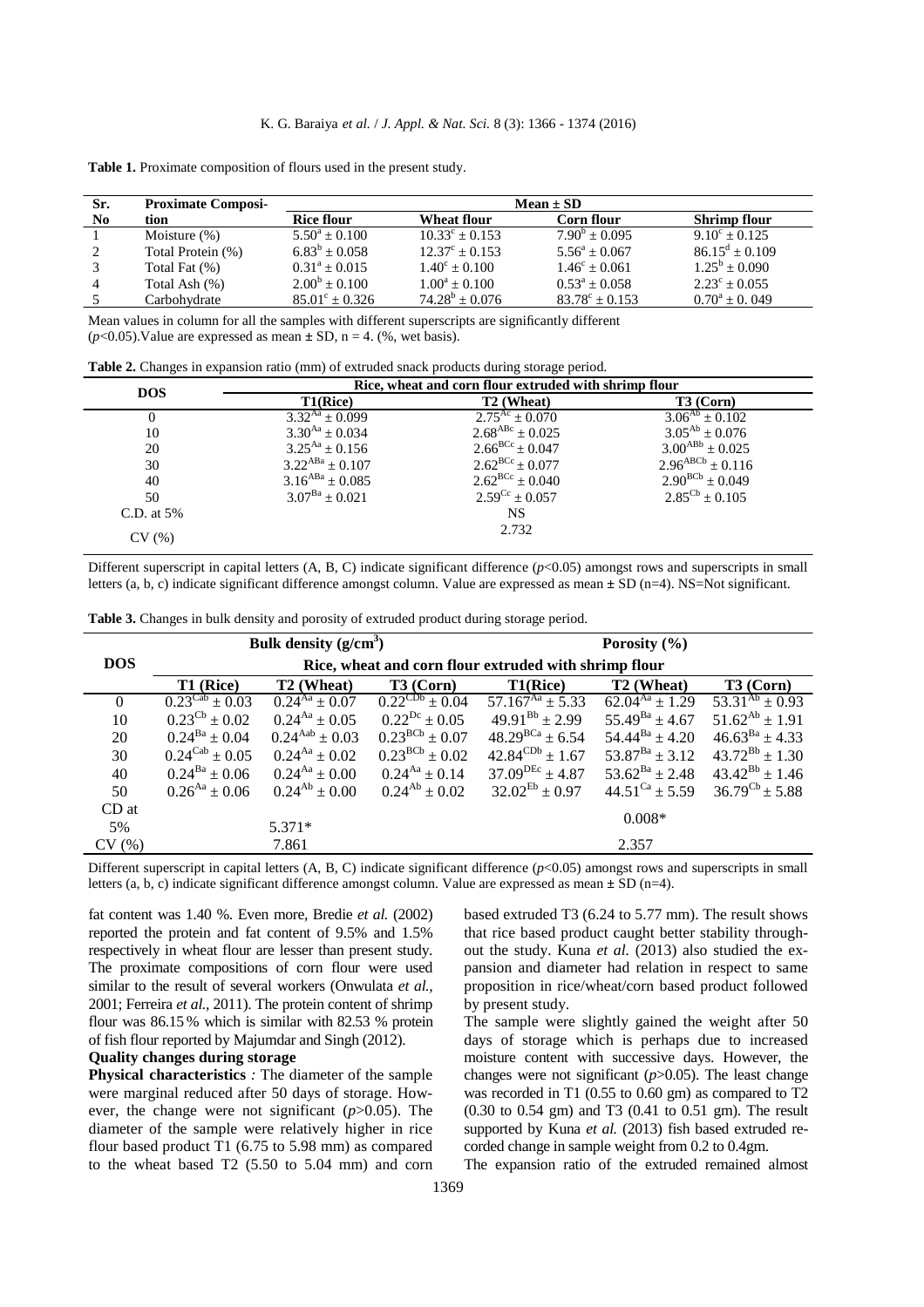**Table 1.** Proximate composition of flours used in the present study.

| Sr. No | Proximate Composition | Mean ± SD | | | |
|---|---|---|---|---|---|
| | | Rice flour | Wheat flour | Corn flour | Shrimp flour |
| 1 | Moisture (%) | $5.50^{a} \pm 0.100$ | $10.33^{c} \pm 0.153$ | $7.90^{b} \pm 0.095$ | $9.10^{c} \pm 0.125$ |
| 2 | Total Protein (%) | $6.83^{b} \pm 0.058$ | $12.37^{c} \pm 0.153$ | $5.56^{a} \pm 0.067$ | $86.15^{d} \pm 0.109$ |
| 3 | Total Fat (%) | $0.31^{a} \pm 0.015$ | $1.40^{c} \pm 0.100$ | $1.46^{c} \pm 0.061$ | $1.25^{b} \pm 0.090$ |
| 4 | Total Ash (%) | $2.00^{b} \pm 0.100$ | $1.00^{a} \pm 0.100$ | $0.53^{a} \pm 0.058$ | $2.23^{c} \pm 0.055$ |
| 5 | Carbohydrate | $85.01^{c} \pm 0.326$ | $74.28^{b} \pm 0.076$ | $83.78^{c} \pm 0.153$ | $0.70^{a} \pm 0.049$ |

Mean values in column for all the samples with different superscripts are significantly different ($p$<0.05).Value are expressed as mean ± SD, n = 4. (%, wet basis).

**Table 2.** Changes in expansion ratio (mm) of extruded snack products during storage period.

| DOS | Rice, wheat and corn flour extruded with shrimp flour | | |
|---|---|---|---|
| | T1(Rice) | T2 (Wheat) | T3 (Corn) |
| 0 | $3.32^{Aa} \pm 0.099$ | $2.75^{Ac} \pm 0.070$ | $3.06^{Ab} \pm 0.102$ |
| 10 | $3.30^{Aa} \pm 0.034$ | $2.68^{ABc} \pm 0.025$ | $3.05^{Ab} \pm 0.076$ |
| 20 | $3.25^{Aa} \pm 0.156$ | $2.66^{BCc} \pm 0.047$ | $3.00^{ABb} \pm 0.025$ |
| 30 | $3.22^{ABa} \pm 0.107$ | $2.62^{BCc} \pm 0.077$ | $2.96^{ABCb} \pm 0.116$ |
| 40 | $3.16^{ABa} \pm 0.085$ | $2.62^{BCc} \pm 0.040$ | $2.90^{BCb} \pm 0.049$ |
| 50 | $3.07^{Ba} \pm 0.021$ | $2.59^{Cc} \pm 0.057$ | $2.85^{Cb} \pm 0.105$ |
| C.D. at 5% | | NS | |
| CV (%) | | 2.732 | |

Different superscript in capital letters (A, B, C) indicate significant difference ($p$<0.05) amongst rows and superscripts in small letters (a, b, c) indicate significant difference amongst column. Value are expressed as mean ± SD (n=4). NS=Not significant.

**Table 3.** Changes in bulk density and porosity of extruded product during storage period.

| DOS | Bulk density (g/cm$^3$) | | | Porosity (%) | | |
|---|---|---|---|---|---|---|
| | Rice, wheat and corn flour extruded with shrimp flour | | | | | |
| | T1 (Rice) | T2 (Wheat) | T3 (Corn) | T1(Rice) | T2 (Wheat) | T3 (Corn) |
| 0 | $0.23^{Cab} \pm 0.03$ | $0.24^{Aa} \pm 0.07$ | $0.22^{CDb} \pm 0.04$ | $57.167^{Aa} \pm 5.33$ | $62.04^{Aa} \pm 1.29$ | $53.31^{Ab} \pm 0.93$ |
| 10 | $0.23^{Cb} \pm 0.02$ | $0.24^{Aa} \pm 0.05$ | $0.22^{Dc} \pm 0.05$ | $49.91^{Bb} \pm 2.99$ | $55.49^{Ba} \pm 4.67$ | $51.62^{Ab} \pm 1.91$ |
| 20 | $0.24^{Ba} \pm 0.04$ | $0.24^{Aab} \pm 0.03$ | $0.23^{BCb} \pm 0.07$ | $48.29^{BCa} \pm 6.54$ | $54.44^{Ba} \pm 4.20$ | $46.63^{Ba} \pm 4.33$ |
| 30 | $0.24^{Cab} \pm 0.05$ | $0.24^{Aa} \pm 0.02$ | $0.23^{BCb} \pm 0.02$ | $42.84^{CDb} \pm 1.67$ | $53.87^{Ba} \pm 3.12$ | $43.72^{Bb} \pm 1.30$ |
| 40 | $0.24^{Ba} \pm 0.06$ | $0.24^{Aa} \pm 0.00$ | $0.24^{Aa} \pm 0.14$ | $37.09^{DEc} \pm 4.87$ | $53.62^{Ba} \pm 2.48$ | $43.42^{Bb} \pm 1.46$ |
| 50 | $0.26^{Aa} \pm 0.06$ | $0.24^{Ab} \pm 0.00$ | $0.24^{Ab} \pm 0.02$ | $32.02^{Eb} \pm 0.97$ | $44.51^{Ca} \pm 5.59$ | $36.79^{Cb} \pm 5.88$ |
| CD at 5% | | 5.371* | | | 0.008* | |
| CV (%) | | 7.861 | | | 2.357 | |

Different superscript in capital letters (A, B, C) indicate significant difference ($p$<0.05) amongst rows and superscripts in small letters (a, b, c) indicate significant difference amongst column. Value are expressed as mean ± SD (n=4).

fat content was 1.40 %. Even more, Bredie *et al.* (2002) reported the protein and fat content of 9.5% and 1.5% respectively in wheat flour are lesser than present study. The proximate compositions of corn flour were used similar to the result of several workers (Onwulata *et al.,* 2001; Ferreira *et al.,* 2011). The protein content of shrimp flour was 86.15 % which is similar with 82.53 % protein of fish flour reported by Majumdar and Singh (2012).

**Quality changes during storage**

**Physical characteristics** *:* The diameter of the sample were marginal reduced after 50 days of storage. However, the change were not significant ($p$>0.05). The diameter of the sample were relatively higher in rice flour based product T1 (6.75 to 5.98 mm) as compared to the wheat based T2 (5.50 to 5.04 mm) and corn based extruded T3 (6.24 to 5.77 mm). The result shows that rice based product caught better stability throughout the study. Kuna *et al.* (2013) also studied the expansion and diameter had relation in respect to same proposition in rice/wheat/corn based product followed by present study.

The sample were slightly gained the weight after 50 days of storage which is perhaps due to increased moisture content with successive days. However, the changes were not significant ($p$>0.05). The least change was recorded in T1 (0.55 to 0.60 gm) as compared to T2 (0.30 to 0.54 gm) and T3 (0.41 to 0.51 gm). The result supported by Kuna *et al.* (2013) fish based extruded recorded change in sample weight from 0.2 to 0.4gm.

The expansion ratio of the extruded remained almost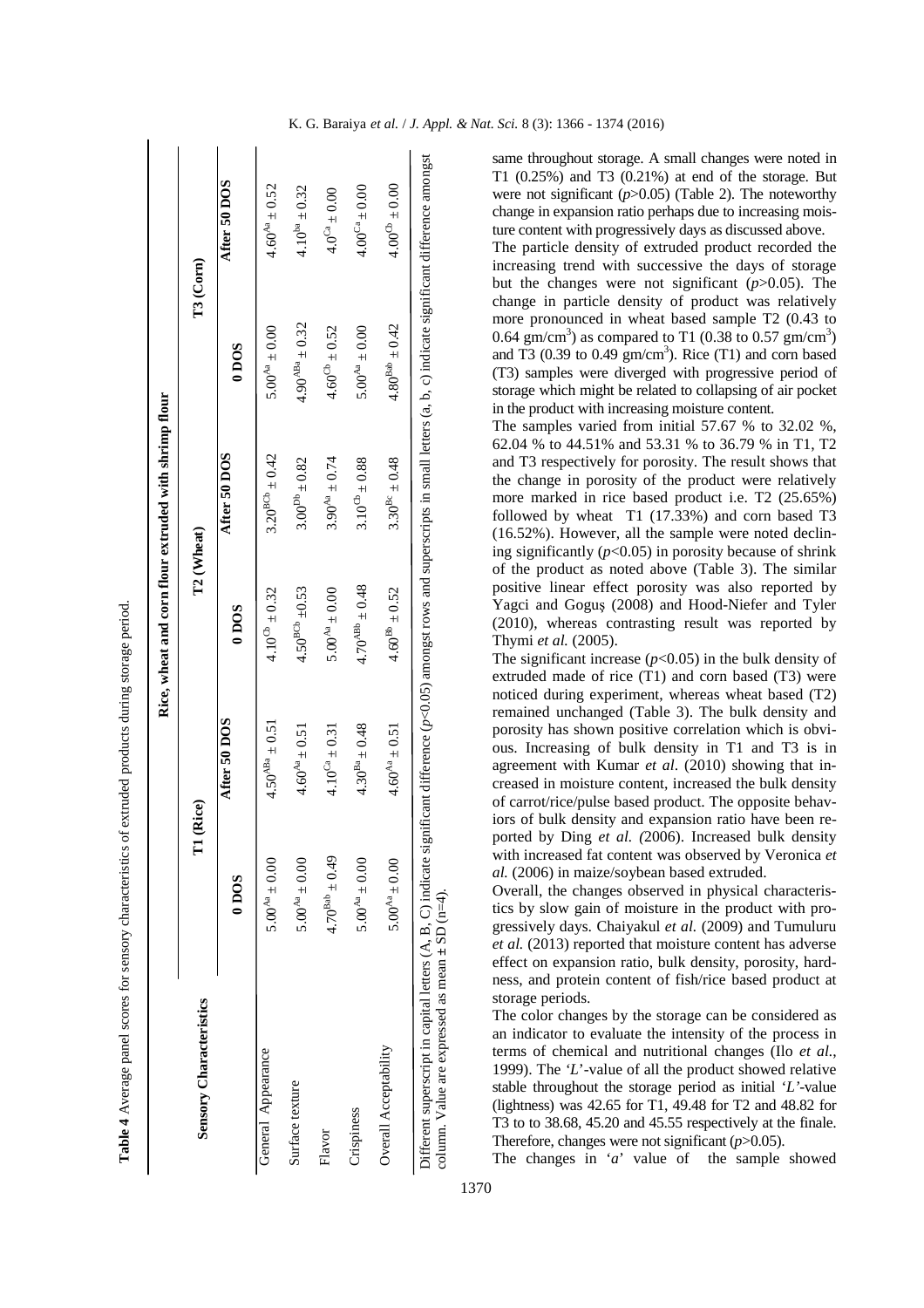**Table 4** Average panel scores for sensory characteristics of extruded products during storage period.

| Sensory Characteristics | Rice, wheat and corn flour extruded with shrimp flour | | | | | |
|---|---|---|---|---|---|---|
| | T1 (Rice) | | T2 (Wheat) | | T3 (Corn) | |
| | 0 DOS | After 50 DOS | 0 DOS | After 50 DOS | 0 DOS | After 50 DOS |
| General Appearance | $5.00^{Aa} \pm 0.00$ | $4.50^{ABa} \pm 0.51$ | $4.10^{Cb} \pm 0.32$ | $3.20^{BCb} \pm 0.42$ | $5.00^{Aa} \pm 0.00$ | $4.60^{Aa} \pm 0.52$ |
| Surface texture | $5.00^{Aa} \pm 0.00$ | $4.60^{Aa} \pm 0.51$ | $4.50^{BCb} \pm 0.53$ | $3.00^{Db} \pm 0.82$ | $4.90^{ABa} \pm 0.32$ | $4.10^{ba} \pm 0.32$ |
| Flavor | $4.70^{Bab} \pm 0.49$ | $4.10^{Ca} \pm 0.31$ | $5.00^{Aa} \pm 0.00$ | $3.90^{Aa} \pm 0.74$ | $4.60^{Cb} \pm 0.52$ | $4.0^{Ca} \pm 0.00$ |
| Crispiness | $5.00^{Aa} \pm 0.00$ | $4.30^{Ba} \pm 0.48$ | $4.70^{ABb} \pm 0.48$ | $3.10^{Cb} \pm 0.88$ | $5.00^{Aa} \pm 0.00$ | $4.00^{Ca} \pm 0.00$ |
| Overall Acceptability | $5.00^{Aa} \pm 0.00$ | $4.60^{Aa} \pm 0.51$ | $4.60^{Bb} \pm 0.52$ | $3.30^{Bc} \pm 0.48$ | $4.80^{Bab} \pm 0.42$ | $4.00^{Cb} \pm 0.00$ |

Different superscript in capital letters (A, B, C) indicate significant difference ($p$<0.05) amongst rows and superscripts in small letters (a, b, c) indicate significant difference amongst column. Value are expressed as mean ± SD (n=4).

same throughout storage. A small changes were noted in T1 (0.25%) and T3 (0.21%) at end of the storage. But were not significant ($p$>0.05) (Table 2). The noteworthy change in expansion ratio perhaps due to increasing moisture content with progressively days as discussed above.

The particle density of extruded product recorded the increasing trend with successive the days of storage but the changes were not significant ($p$>0.05). The change in particle density of product was relatively more pronounced in wheat based sample T2 (0.43 to 0.64 gm/cm$^3$) as compared to T1 (0.38 to 0.57 gm/cm$^3$) and T3 (0.39 to 0.49 gm/cm$^3$). Rice (T1) and corn based (T3) samples were diverged with progressive period of storage which might be related to collapsing of air pocket in the product with increasing moisture content.

The samples varied from initial 57.67 % to 32.02 %, 62.04 % to 44.51% and 53.31 % to 36.79 % in T1, T2 and T3 respectively for porosity. The result shows that the change in porosity of the product were relatively more marked in rice based product i.e. T2 (25.65%) followed by wheat T1 (17.33%) and corn based T3 (16.52%). However, all the sample were noted declining significantly ($p$<0.05) in porosity because of shrink of the product as noted above (Table 3). The similar positive linear effect porosity was also reported by Yagci and Goguş (2008) and Hood-Niefer and Tyler (2010), whereas contrasting result was reported by Thymi *et al.* (2005).

The significant increase ($p$<0.05) in the bulk density of extruded made of rice (T1) and corn based (T3) were noticed during experiment, whereas wheat based (T2) remained unchanged (Table 3). The bulk density and porosity has shown positive correlation which is obvious. Increasing of bulk density in T1 and T3 is in agreement with Kumar *et al*. (2010) showing that increased in moisture content, increased the bulk density of carrot/rice/pulse based product. The opposite behaviors of bulk density and expansion ratio have been reported by Ding *et al. (*2006). Increased bulk density with increased fat content was observed by Veronica *et al.* (2006) in maize/soybean based extruded.

Overall, the changes observed in physical characteristics by slow gain of moisture in the product with progressively days. Chaiyakul *et al.* (2009) and Tumuluru *et al.* (2013) reported that moisture content has adverse effect on expansion ratio, bulk density, porosity, hardness, and protein content of fish/rice based product at storage periods.

The color changes by the storage can be considered as an indicator to evaluate the intensity of the process in terms of chemical and nutritional changes (Ilo *et al.*, 1999). The '*L*'-value of all the product showed relative stable throughout the storage period as initial '*L*'-value (lightness) was 42.65 for T1, 49.48 for T2 and 48.82 for T3 to to 38.68, 45.20 and 45.55 respectively at the finale. Therefore, changes were not significant ($p$>0.05).

The changes in '*a*' value of the sample showed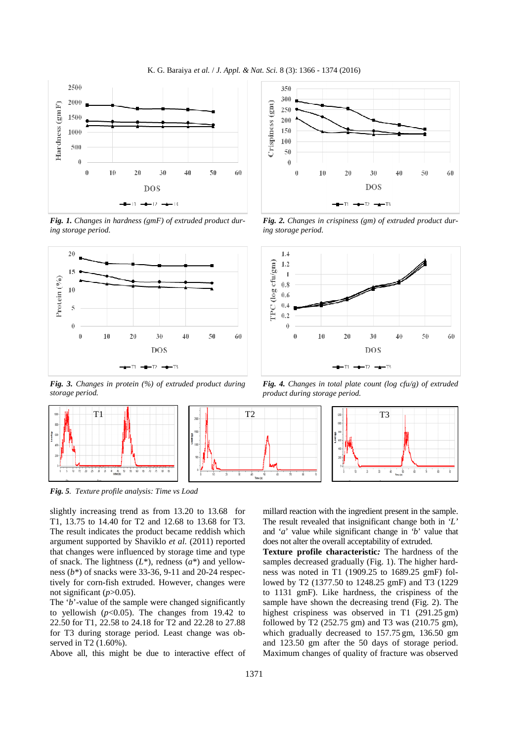*Fig. 1. Changes in hardness (gmF) of extruded product during storage period.*

*Fig. 2. Changes in crispiness (gm) of extruded product during storage period.*

*Fig. 3. Changes in protein (%) of extruded product during storage period.*

*Fig. 4. Changes in total plate count (log cfu/g) of extruded product during storage period.*

*Fig. 5. Texture profile analysis: Time vs Load*

slightly increasing trend as from 13.20 to 13.68 for T1, 13.75 to 14.40 for T2 and 12.68 to 13.68 for T3. The result indicates the product became reddish which argument supported by Shaviklo *et al.* (2011) reported that changes were influenced by storage time and type of snack. The lightness ($L^*$), redness ($a^*$) and yellowness ($b^*$) of snacks were 33-36, 9-11 and 20-24 respectively for corn-fish extruded. However, changes were not significant ($p$>0.05).

The '$b$'-value of the sample were changed significantly to yellowish ($p$<0.05). The changes from 19.42 to 22.50 for T1, 22.58 to 24.18 for T2 and 22.28 to 27.88 for T3 during storage period. Least change was observed in T2 (1.60%).

Above all, this might be due to interactive effect of millard reaction with the ingredient present in the sample. The result revealed that insignificant change both in '$L$' and '$a$' value while significant change in '$b$' value that does not alter the overall acceptability of extruded.

**Texture profile characteristic:** The hardness of the samples decreased gradually (Fig. 1). The higher hardness was noted in T1 (1909.25 to 1689.25 gmF) followed by T2 (1377.50 to 1248.25 gmF) and T3 (1229 to 1131 gmF). Like hardness, the crispiness of the sample have shown the decreasing trend (Fig. 2). The highest crispiness was observed in T1 (291.25 gm) followed by T2 (252.75 gm) and T3 was (210.75 gm), which gradually decreased to 157.75 gm, 136.50 gm and 123.50 gm after the 50 days of storage period. Maximum changes of quality of fracture was observed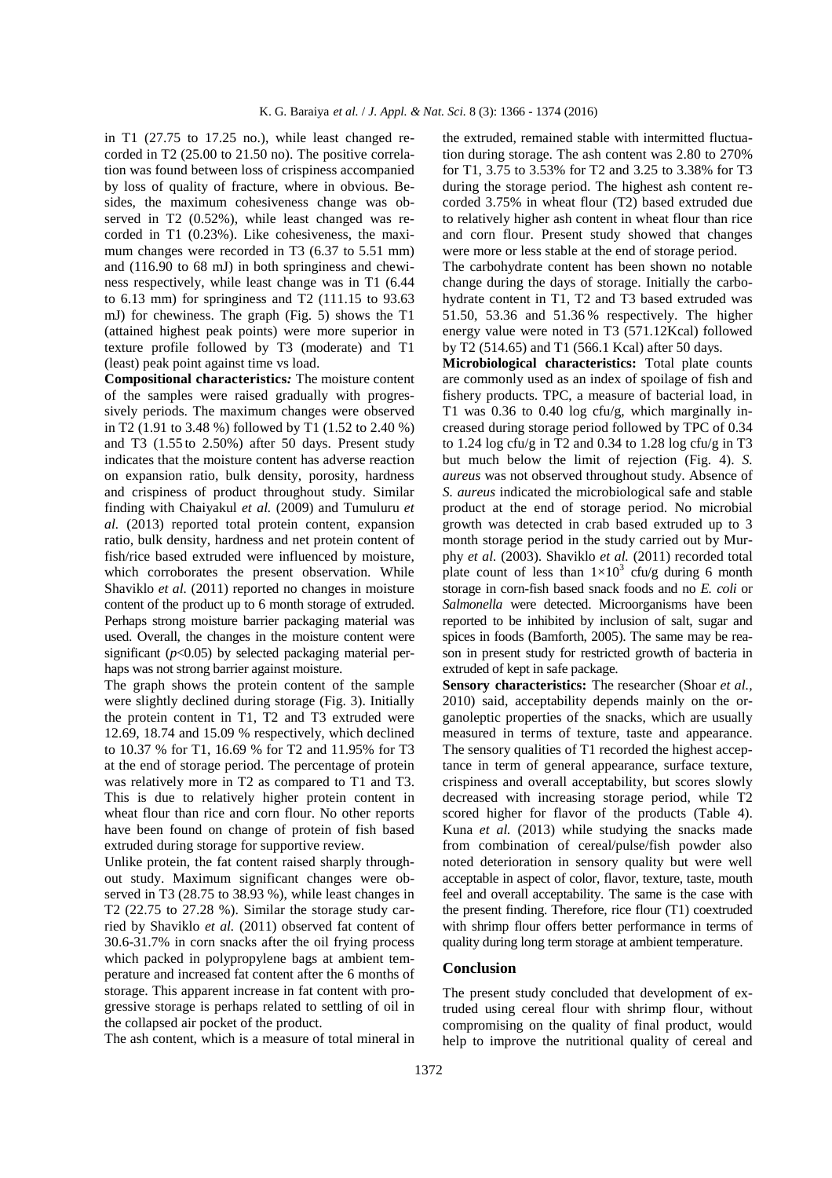in T1 (27.75 to 17.25 no.), while least changed recorded in T2 (25.00 to 21.50 no). The positive correlation was found between loss of crispiness accompanied by loss of quality of fracture, where in obvious. Besides, the maximum cohesiveness change was observed in T2 (0.52%), while least changed was recorded in T1 (0.23%). Like cohesiveness, the maximum changes were recorded in T3 (6.37 to 5.51 mm) and (116.90 to 68 mJ) in both springiness and chewiness respectively, while least change was in T1 (6.44 to 6.13 mm) for springiness and T2 (111.15 to 93.63 mJ) for chewiness. The graph (Fig. 5) shows the T1 (attained highest peak points) were more superior in texture profile followed by T3 (moderate) and T1 (least) peak point against time vs load.

**Compositional characteristics*:*** The moisture content of the samples were raised gradually with progressively periods. The maximum changes were observed in T2 (1.91 to 3.48 %) followed by T1 (1.52 to 2.40 %) and T3 (1.55 to 2.50%) after 50 days. Present study indicates that the moisture content has adverse reaction on expansion ratio, bulk density, porosity, hardness and crispiness of product throughout study. Similar finding with Chaiyakul *et al.* (2009) and Tumuluru *et al.* (2013) reported total protein content, expansion ratio, bulk density, hardness and net protein content of fish/rice based extruded were influenced by moisture, which corroborates the present observation. While Shaviklo *et al.* (2011) reported no changes in moisture content of the product up to 6 month storage of extruded. Perhaps strong moisture barrier packaging material was used. Overall, the changes in the moisture content were significant ($p$<0.05) by selected packaging material perhaps was not strong barrier against moisture.

The graph shows the protein content of the sample were slightly declined during storage (Fig. 3). Initially the protein content in T1, T2 and T3 extruded were 12.69, 18.74 and 15.09 % respectively, which declined to 10.37 % for T1, 16.69 % for T2 and 11.95% for T3 at the end of storage period. The percentage of protein was relatively more in T2 as compared to T1 and T3. This is due to relatively higher protein content in wheat flour than rice and corn flour. No other reports have been found on change of protein of fish based extruded during storage for supportive review.

Unlike protein, the fat content raised sharply throughout study. Maximum significant changes were observed in T3 (28.75 to 38.93 %), while least changes in T2 (22.75 to 27.28 %). Similar the storage study carried by Shaviklo *et al.* (2011) observed fat content of 30.6-31.7% in corn snacks after the oil frying process which packed in polypropylene bags at ambient temperature and increased fat content after the 6 months of storage. This apparent increase in fat content with progressive storage is perhaps related to settling of oil in the collapsed air pocket of the product.

The ash content, which is a measure of total mineral in the extruded, remained stable with intermitted fluctuation during storage. The ash content was 2.80 to 270% for T1, 3.75 to 3.53% for T2 and 3.25 to 3.38% for T3 during the storage period. The highest ash content recorded 3.75% in wheat flour (T2) based extruded due to relatively higher ash content in wheat flour than rice and corn flour. Present study showed that changes were more or less stable at the end of storage period.

The carbohydrate content has been shown no notable change during the days of storage. Initially the carbohydrate content in T1, T2 and T3 based extruded was 51.50, 53.36 and 51.36 % respectively. The higher energy value were noted in T3 (571.12Kcal) followed by T2 (514.65) and T1 (566.1 Kcal) after 50 days.

**Microbiological characteristics:** Total plate counts are commonly used as an index of spoilage of fish and fishery products. TPC, a measure of bacterial load, in T1 was 0.36 to 0.40 log cfu/g, which marginally increased during storage period followed by TPC of 0.34 to 1.24 log cfu/g in T2 and 0.34 to 1.28 log cfu/g in T3 but much below the limit of rejection (Fig. 4). *S. aureus* was not observed throughout study. Absence of *S. aureus* indicated the microbiological safe and stable product at the end of storage period. No microbial growth was detected in crab based extruded up to 3 month storage period in the study carried out by Murphy *et al.* (2003). Shaviklo *et al.* (2011) recorded total plate count of less than $1\times10^3$ cfu/g during 6 month storage in corn-fish based snack foods and no *E. coli* or *Salmonella* were detected. Microorganisms have been reported to be inhibited by inclusion of salt, sugar and spices in foods (Bamforth, 2005). The same may be reason in present study for restricted growth of bacteria in extruded of kept in safe package.

**Sensory characteristics:** The researcher (Shoar *et al.*, 2010) said, acceptability depends mainly on the organoleptic properties of the snacks, which are usually measured in terms of texture, taste and appearance. The sensory qualities of T1 recorded the highest acceptance in term of general appearance, surface texture, crispiness and overall acceptability, but scores slowly decreased with increasing storage period, while T2 scored higher for flavor of the products (Table 4). Kuna *et al.* (2013) while studying the snacks made from combination of cereal/pulse/fish powder also noted deterioration in sensory quality but were well acceptable in aspect of color, flavor, texture, taste, mouth feel and overall acceptability. The same is the case with the present finding. Therefore, rice flour (T1) coextruded with shrimp flour offers better performance in terms of quality during long term storage at ambient temperature.

## Conclusion

The present study concluded that development of extruded using cereal flour with shrimp flour, without compromising on the quality of final product, would help to improve the nutritional quality of cereal and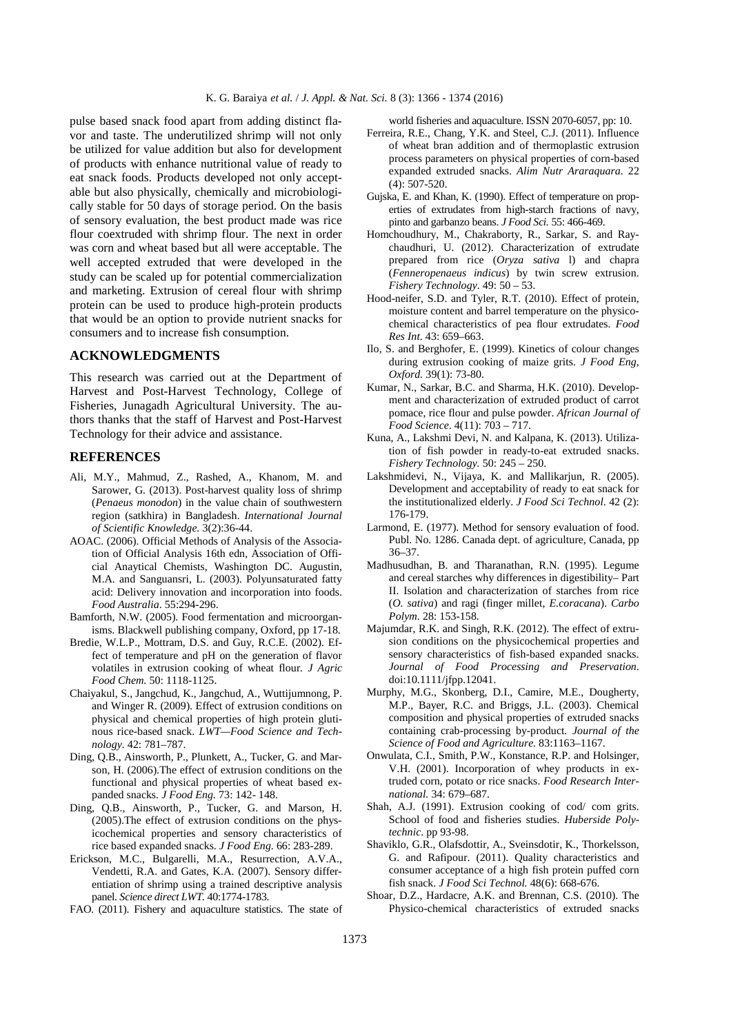pulse based snack food apart from adding distinct flavor and taste. The underutilized shrimp will not only be utilized for value addition but also for development of products with enhance nutritional value of ready to eat snack foods. Products developed not only acceptable but also physically, chemically and microbiologically stable for 50 days of storage period. On the basis of sensory evaluation, the best product made was rice flour coextruded with shrimp flour. The next in order was corn and wheat based but all were acceptable. The well accepted extruded that were developed in the study can be scaled up for potential commercialization and marketing. Extrusion of cereal flour with shrimp protein can be used to produce high-protein products that would be an option to provide nutrient snacks for consumers and to increase fish consumption.

## ACKNOWLEDGMENTS

This research was carried out at the Department of Harvest and Post-Harvest Technology, College of Fisheries, Junagadh Agricultural University. The authors thanks that the staff of Harvest and Post-Harvest Technology for their advice and assistance.

## REFERENCES

Ali, M.Y., Mahmud, Z., Rashed, A., Khanom, M. and Sarower, G. (2013). Post-harvest quality loss of shrimp (*Penaeus monodon*) in the value chain of southwestern region (satkhira) in Bangladesh. *International Journal of Scientific Knowledge.* 3(2):36-44.

AOAC. (2006). Official Methods of Analysis of the Association of Official Analysis 16th edn, Association of Official Anaytical Chemists, Washington DC. Augustin, M.A. and Sanguansri, L. (2003). Polyunsaturated fatty acid: Delivery innovation and incorporation into foods. *Food Australia*. 55:294-296.

Bamforth, N.W. (2005). Food fermentation and microorganisms. Blackwell publishing company, Oxford, pp 17-18.

Bredie, W.L.P., Mottram, D.S. and Guy, R.C.E. (2002). Effect of temperature and pH on the generation of flavor volatiles in extrusion cooking of wheat flour. *J Agric Food Chem.* 50: 1118-1125.

Chaiyakul, S., Jangchud, K., Jangchud, A., Wuttijumnong, P. and Winger R. (2009). Effect of extrusion conditions on physical and chemical properties of high protein glutinous rice-based snack. *LWT—Food Science and Technology*. 42: 781–787.

Ding, Q.B., Ainsworth, P., Plunkett, A., Tucker, G. and Marson, H. (2006).The effect of extrusion conditions on the functional and physical properties of wheat based expanded snacks. *J Food Eng.* 73: 142- 148.

Ding, Q.B., Ainsworth, P., Tucker, G. and Marson, H. (2005).The effect of extrusion conditions on the physicochemical properties and sensory characteristics of rice based expanded snacks. *J Food Eng.* 66: 283-289.

Erickson, M.C., Bulgarelli, M.A., Resurrection, A.V.A., Vendetti, R.A. and Gates, K.A. (2007). Sensory differentiation of shrimp using a trained descriptive analysis panel. *Science direct LWT.* 40:1774-1783.

FAO. (2011). Fishery and aquaculture statistics. The state of world fisheries and aquaculture. ISSN 2070-6057, pp: 10.

Ferreira, R.E., Chang, Y.K. and Steel, C.J. (2011). Influence of wheat bran addition and of thermoplastic extrusion process parameters on physical properties of corn-based expanded extruded snacks. *Alim Nutr Araraquara.* 22 (4): 507-520.

Gujska, E. and Khan, K. (1990). Effect of temperature on properties of extrudates from high-starch fractions of navy, pinto and garbanzo beans. *J Food Sci.* 55: 466-469.

Homchoudhury, M., Chakraborty, R., Sarkar, S. and Raychaudhuri, U. (2012). Characterization of extrudate prepared from rice (*Oryza sativa* l) and chapra (*Fenneropenaeus indicus*) by twin screw extrusion. *Fishery Technology*. 49: 50 – 53.

Hood-neifer, S.D. and Tyler, R.T. (2010). Effect of protein, moisture content and barrel temperature on the physicochemical characteristics of pea flour extrudates. *Food Res Int.* 43: 659–663.

Ilo, S. and Berghofer, E. (1999). Kinetics of colour changes during extrusion cooking of maize grits. *J Food Eng, Oxford.* 39(1): 73-80.

Kumar, N., Sarkar, B.C. and Sharma, H.K. (2010). Development and characterization of extruded product of carrot pomace, rice flour and pulse powder. *African Journal of Food Science*. 4(11): 703 – 717.

Kuna, A., Lakshmi Devi, N. and Kalpana, K. (2013). Utilization of fish powder in ready-to-eat extruded snacks. *Fishery Technology.* 50: 245 – 250.

Lakshmidevi, N., Vijaya, K. and Mallikarjun, R. (2005). Development and acceptability of ready to eat snack for the institutionalized elderly. *J Food Sci Technol*. 42 (2): 176-179.

Larmond, E. (1977). Method for sensory evaluation of food. Publ. No. 1286. Canada dept. of agriculture, Canada, pp 36–37.

Madhusudhan, B. and Tharanathan, R.N. (1995). Legume and cereal starches why differences in digestibility– Part II. Isolation and characterization of starches from rice (*O. sativa*) and ragi (finger millet, *E.coracana*). *Carbo Polym*. 28: 153-158.

Majumdar, R.K. and Singh, R.K. (2012). The effect of extrusion conditions on the physicochemical properties and sensory characteristics of fish-based expanded snacks. *Journal of Food Processing and Preservation*. doi:10.1111/jfpp.12041.

Murphy, M.G., Skonberg, D.I., Camire, M.E., Dougherty, M.P., Bayer, R.C. and Briggs, J.L. (2003). Chemical composition and physical properties of extruded snacks containing crab-processing by-product. *Journal of the Science of Food and Agriculture.* 83:1163–1167.

Onwulata, C.I., Smith, P.W., Konstance, R.P. and Holsinger, V.H. (2001). Incorporation of whey products in extruded corn, potato or rice snacks. *Food Research International.* 34: 679–687.

Shah, A.J. (1991). Extrusion cooking of cod/ com grits. School of food and fisheries studies. *Huberside Polytechnic*. pp 93-98.

Shaviklo, G.R., Olafsdottir, A., Sveinsdotir, K., Thorkelsson, G. and Rafipour. (2011). Quality characteristics and consumer acceptance of a high fish protein puffed corn fish snack. *J Food Sci Technol.* 48(6): 668-676.

Shoar, D.Z., Hardacre, A.K. and Brennan, C.S. (2010). The Physico-chemical characteristics of extruded snacks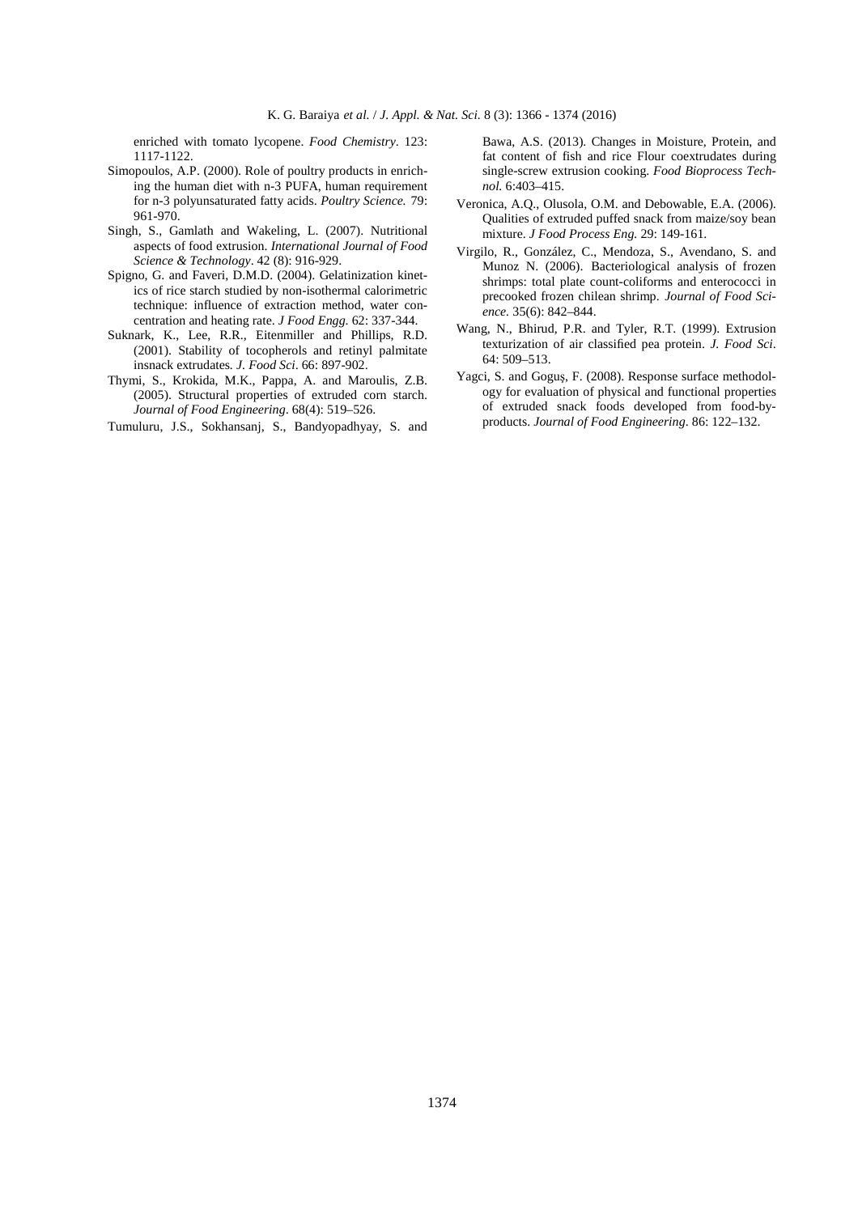enriched with tomato lycopene. *Food Chemistry*. 123: 1117-1122.

Simopoulos, A.P. (2000). Role of poultry products in enriching the human diet with n-3 PUFA, human requirement for n-3 polyunsaturated fatty acids. *Poultry Science.* 79: 961-970.

Singh, S., Gamlath and Wakeling, L. (2007). Nutritional aspects of food extrusion. *International Journal of Food Science & Technology*. 42 (8): 916-929.

Spigno, G. and Faveri, D.M.D. (2004). Gelatinization kinetics of rice starch studied by non-isothermal calorimetric technique: influence of extraction method, water concentration and heating rate. *J Food Engg*. 62: 337-344.

Suknark, K., Lee, R.R., Eitenmiller and Phillips, R.D. (2001). Stability of tocopherols and retinyl palmitate insnack extrudates. *J. Food Sci*. 66: 897-902.

Thymi, S., Krokida, M.K., Pappa, A. and Maroulis, Z.B. (2005). Structural properties of extruded corn starch. *Journal of Food Engineering*. 68(4): 519–526.

Tumuluru, J.S., Sokhansanj, S., Bandyopadhyay, S. and Bawa, A.S. (2013). Changes in Moisture, Protein, and fat content of fish and rice Flour coextrudates during single-screw extrusion cooking. *Food Bioprocess Technol.* 6:403–415.

Veronica, A.Q., Olusola, O.M. and Debowable, E.A. (2006). Qualities of extruded puffed snack from maize/soy bean mixture. *J Food Process Eng.* 29: 149-161.

Virgilo, R., González, C., Mendoza, S., Avendano, S. and Munoz N. (2006). Bacteriological analysis of frozen shrimps: total plate count-coliforms and enterococci in precooked frozen chilean shrimp. *Journal of Food Science*. 35(6): 842–844.

Wang, N., Bhirud, P.R. and Tyler, R.T. (1999). Extrusion texturization of air classified pea protein. *J. Food Sci*. 64: 509–513.

Yagci, S. and Goguş, F. (2008). Response surface methodology for evaluation of physical and functional properties of extruded snack foods developed from food-by-products. *Journal of Food Engineering*. 86: 122–132.